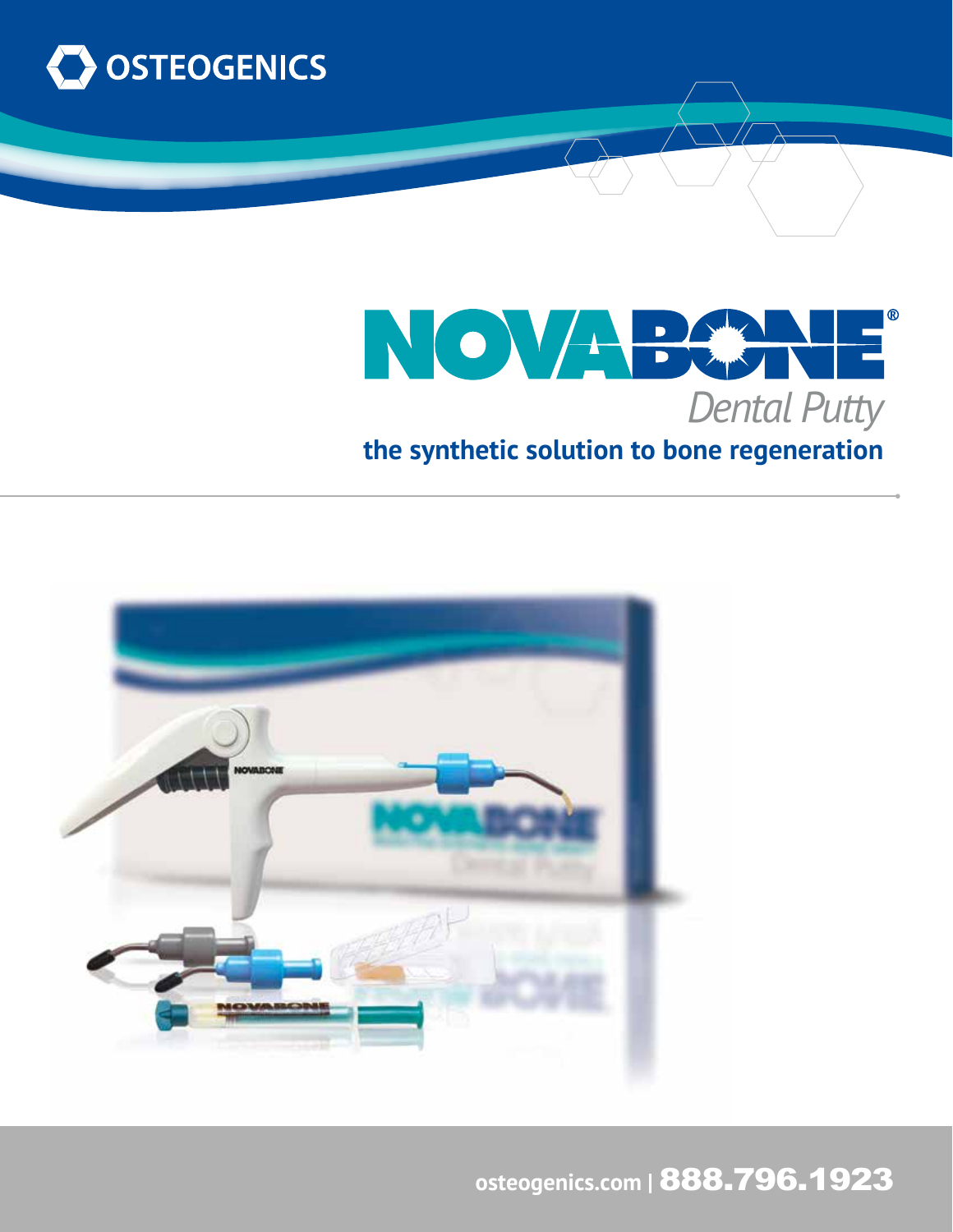OSTEOGENICS

# NOVABONE®

*Dental Putty*

**the synthetic solution to bone regeneration**

osteogenics.com | **888.796.1923**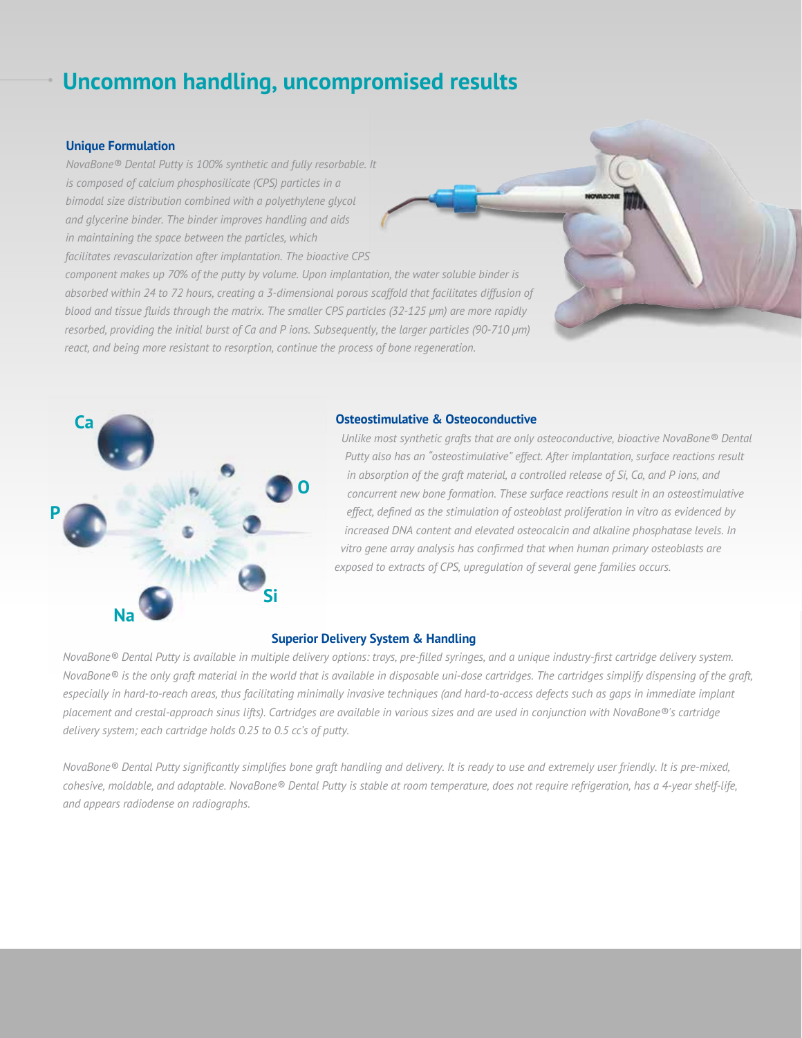# Uncommon handling, uncompromised results

### Unique Formulation

*NovaBone® Dental Putty is 100% synthetic and fully resorbable. It is composed of calcium phosphosilicate (CPS) particles in a bimodal size distribution combined with a polyethylene glycol and glycerine binder. The binder improves handling and aids in maintaining the space between the particles, which facilitates revascularization after implantation. The bioactive CPS component makes up 70% of the putty by volume. Upon implantation, the water soluble binder is absorbed within 24 to 72 hours, creating a 3-dimensional porous scaffold that facilitates diffusion of blood and tissue fluids through the matrix. The smaller CPS particles (32-125 μm) are more rapidly resorbed, providing the initial burst of Ca and P ions. Subsequently, the larger particles (90-710 μm) react, and being more resistant to resorption, continue the process of bone regeneration.*

### Osteostimulative & Osteoconductive

*Unlike most synthetic grafts that are only osteoconductive, bioactive NovaBone® Dental Putty also has an "osteostimulative" effect. After implantation, surface reactions result in absorption of the graft material, a controlled release of Si, Ca, and P ions, and concurrent new bone formation. These surface reactions result in an osteostimulative effect, defined as the stimulation of osteoblast proliferation in vitro as evidenced by increased DNA content and elevated osteocalcin and alkaline phosphatase levels. In vitro gene array analysis has confirmed that when human primary osteoblasts are exposed to extracts of CPS, upregulation of several gene families occurs.*

### Superior Delivery System & Handling

*NovaBone® Dental Putty is available in multiple delivery options: trays, pre-filled syringes, and a unique industry-first cartridge delivery system. NovaBone® is the only graft material in the world that is available in disposable uni-dose cartridges. The cartridges simplify dispensing of the graft, especially in hard-to-reach areas, thus facilitating minimally invasive techniques (and hard-to-access defects such as gaps in immediate implant placement and crestal-approach sinus lifts). Cartridges are available in various sizes and are used in conjunction with NovaBone®'s cartridge delivery system; each cartridge holds 0.25 to 0.5 cc's of putty.*

*NovaBone® Dental Putty significantly simplifies bone graft handling and delivery. It is ready to use and extremely user friendly. It is pre-mixed, cohesive, moldable, and adaptable. NovaBone® Dental Putty is stable at room temperature, does not require refrigeration, has a 4-year shelf-life, and appears radiodense on radiographs.*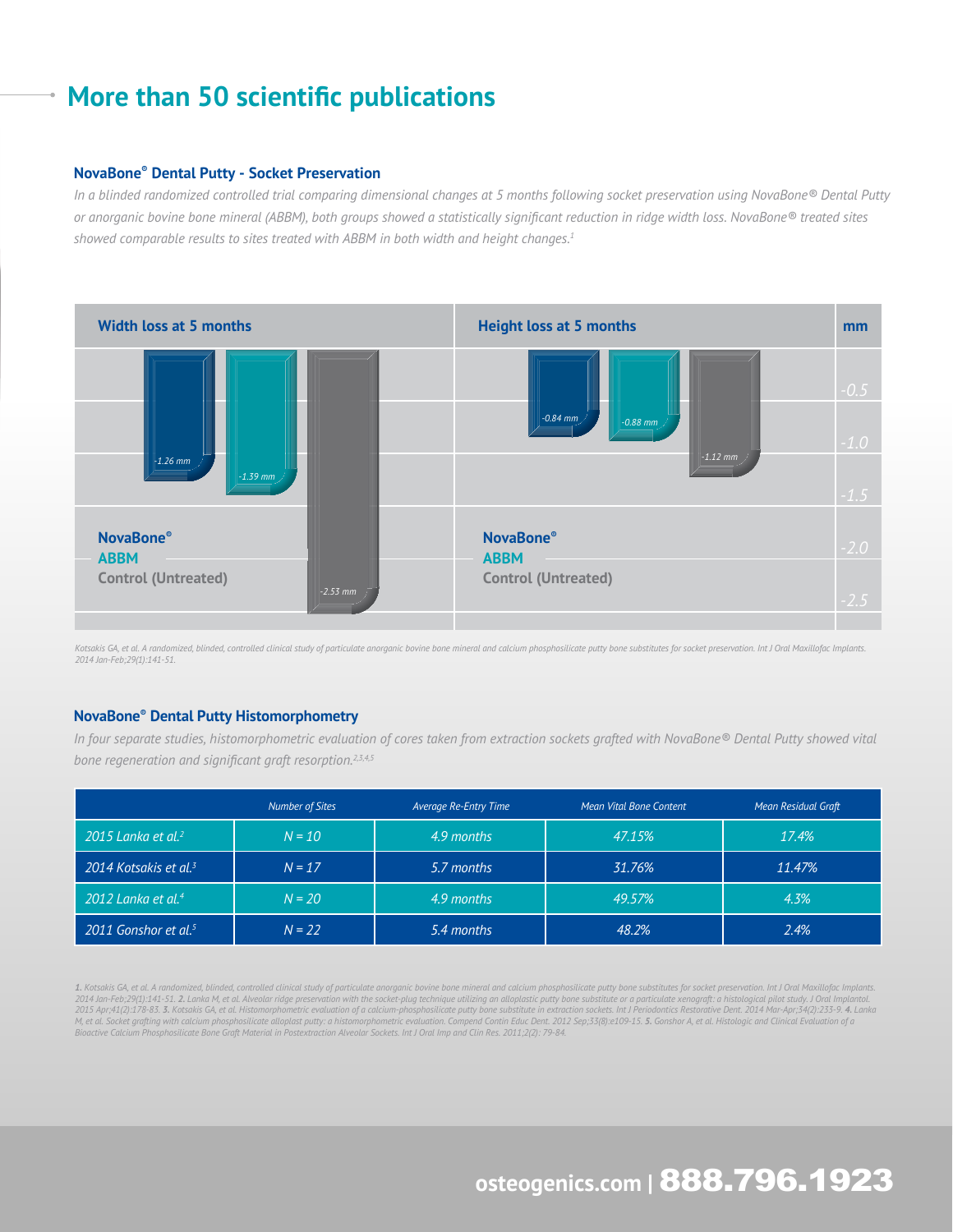## More than 50 scientific publications

### NovaBone® Dental Putty - Socket Preservation

*In a blinded randomized controlled trial comparing dimensional changes at 5 months following socket preservation using NovaBone® Dental Putty or anorganic bovine bone mineral (ABBM), both groups showed a statistically significant reduction in ridge width loss. NovaBone® treated sites showed comparable results to sites treated with ABBM in both width and height changes.[1]*

| | Width loss at 5 months | Height loss at 5 months |
|---|---|---|
| NovaBone® | -1.26 mm | -0.84 mm |
| ABBM | -1.39 mm | -0.88 mm |
| Control (Untreated) | -2.53 mm | -1.12 mm |

*Kotsakis GA, et al. A randomized, blinded, controlled clinical study of particulate anorganic bovine bone mineral and calcium phosphosilicate putty bone substitutes for socket preservation. Int J Oral Maxillofac Implants. 2014 Jan-Feb;29(1):141-51.*

### NovaBone® Dental Putty Histomorphometry

*In four separate studies, histomorphometric evaluation of cores taken from extraction sockets grafted with NovaBone® Dental Putty showed vital bone regeneration and significant graft resorption.[2,3,4,5]*

| | Number of Sites | Average Re-Entry Time | Mean Vital Bone Content | Mean Residual Graft |
|---|---|---|---|---|
| 2015 Lanka et al.[2] | N = 10 | 4.9 months | 47.15% | 17.4% |
| 2014 Kotsakis et al.[3] | N = 17 | 5.7 months | 31.76% | 11.47% |
| 2012 Lanka et al.[4] | N = 20 | 4.9 months | 49.57% | 4.3% |
| 2011 Gonshor et al.[5] | N = 22 | 5.4 months | 48.2% | 2.4% |

*1. Kotsakis GA, et al. A randomized, blinded, controlled clinical study of particulate anorganic bovine bone mineral and calcium phosphosilicate putty bone substitutes for socket preservation. Int J Oral Maxillofac Implants. 2014 Jan-Feb;29(1):141-51. 2. Lanka M, et al. Alveolar ridge preservation with the socket-plug technique utilizing an alloplastic putty bone substitute or a particulate xenograft: a histological pilot study. J Oral Implantol. 2015 Apr;41(2):178-83. 3. Kotsakis GA, et al. Histomorphometric evaluation of a calcium-phosphosilicate putty bone substitute in extraction sockets. Int J Periodontics Restorative Dent. 2014 Mar-Apr;34(2):233-9. 4. Lanka M, et al. Socket grafting with calcium phosphosilicate alloplast putty: a histomorphometric evaluation. Compend Contin Educ Dent. 2012 Sep;33(8):e109-15. 5. Gonshor A, et al. Histologic and Clinical Evaluation of a Bioactive Calcium Phosphosilicate Bone Graft Material in Postextraction Alveolar Sockets. Int J Oral Imp and Clin Res. 2011;2(2): 79-84.*

osteogenics.com | 888.796.1923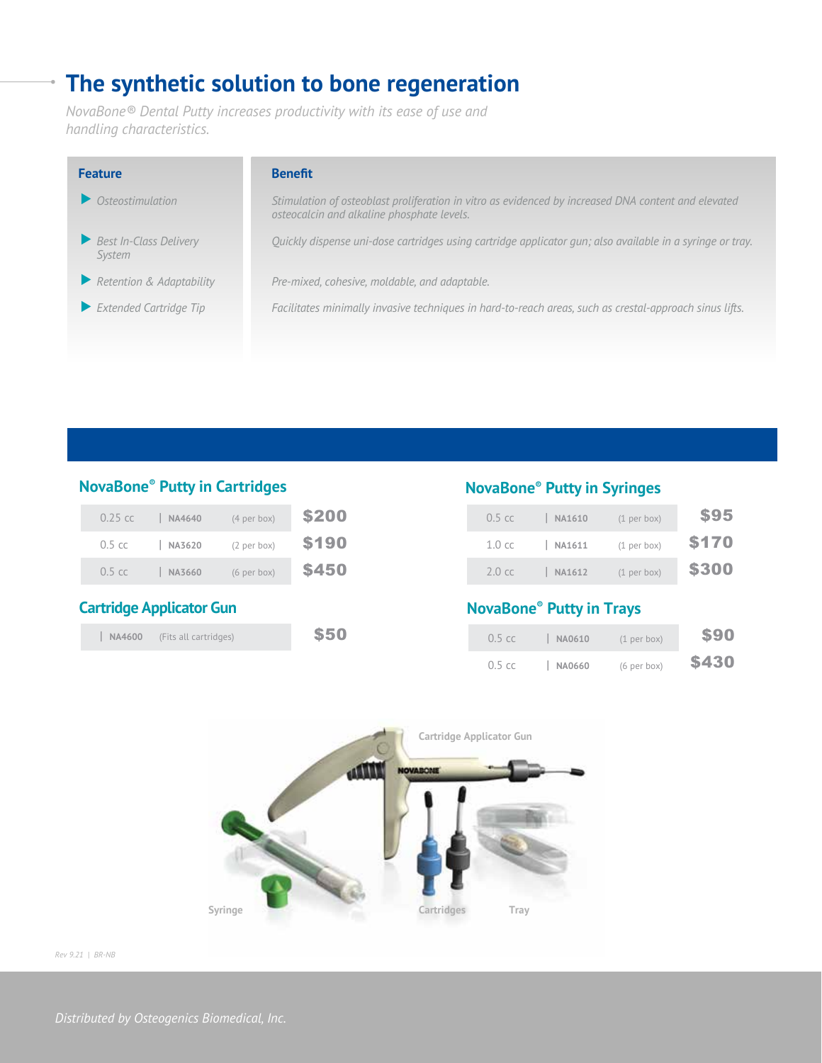# The synthetic solution to bone regeneration

*NovaBone® Dental Putty increases productivity with its ease of use and handling characteristics.*

| Feature | Benefit |
|---|---|
| *Osteostimulation* | *Stimulation of osteoblast proliferation in vitro as evidenced by increased DNA content and elevated osteocalcin and alkaline phosphate levels.* |
| *Best In-Class Delivery System* | *Quickly dispense uni-dose cartridges using cartridge applicator gun; also available in a syringe or tray.* |
| *Retention & Adaptability* | *Pre-mixed, cohesive, moldable, and adaptable.* |
| *Extended Cartridge Tip* | *Facilitates minimally invasive techniques in hard-to-reach areas, such as crestal-approach sinus lifts.* |

## NovaBone® Putty in Cartridges

| | | | |
|---|---|---|---|
| 0.25 cc | NA4640 | (4 per box) | $200 |
| 0.5 cc | NA3620 | (2 per box) | $190 |
| 0.5 cc | NA3660 | (6 per box) | $450 |

## Cartridge Applicator Gun

| | | |
|---|---|---|
| NA4600 | (Fits all cartridges) | $50 |

## NovaBone® Putty in Syringes

| | | | |
|---|---|---|---|
| 0.5 cc | NA1610 | (1 per box) | $95 |
| 1.0 cc | NA1611 | (1 per box) | $170 |
| 2.0 cc | NA1612 | (1 per box) | $300 |

## NovaBone® Putty in Trays

| | | | |
|---|---|---|---|
| 0.5 cc | NA0610 | (1 per box) | $90 |
| 0.5 cc | NA0660 | (6 per box) | $430 |

Cartridge Applicator Gun

Syringe

Cartridges

Tray

Rev 9.21 | BR-NB

*Distributed by Osteogenics Biomedical, Inc.*